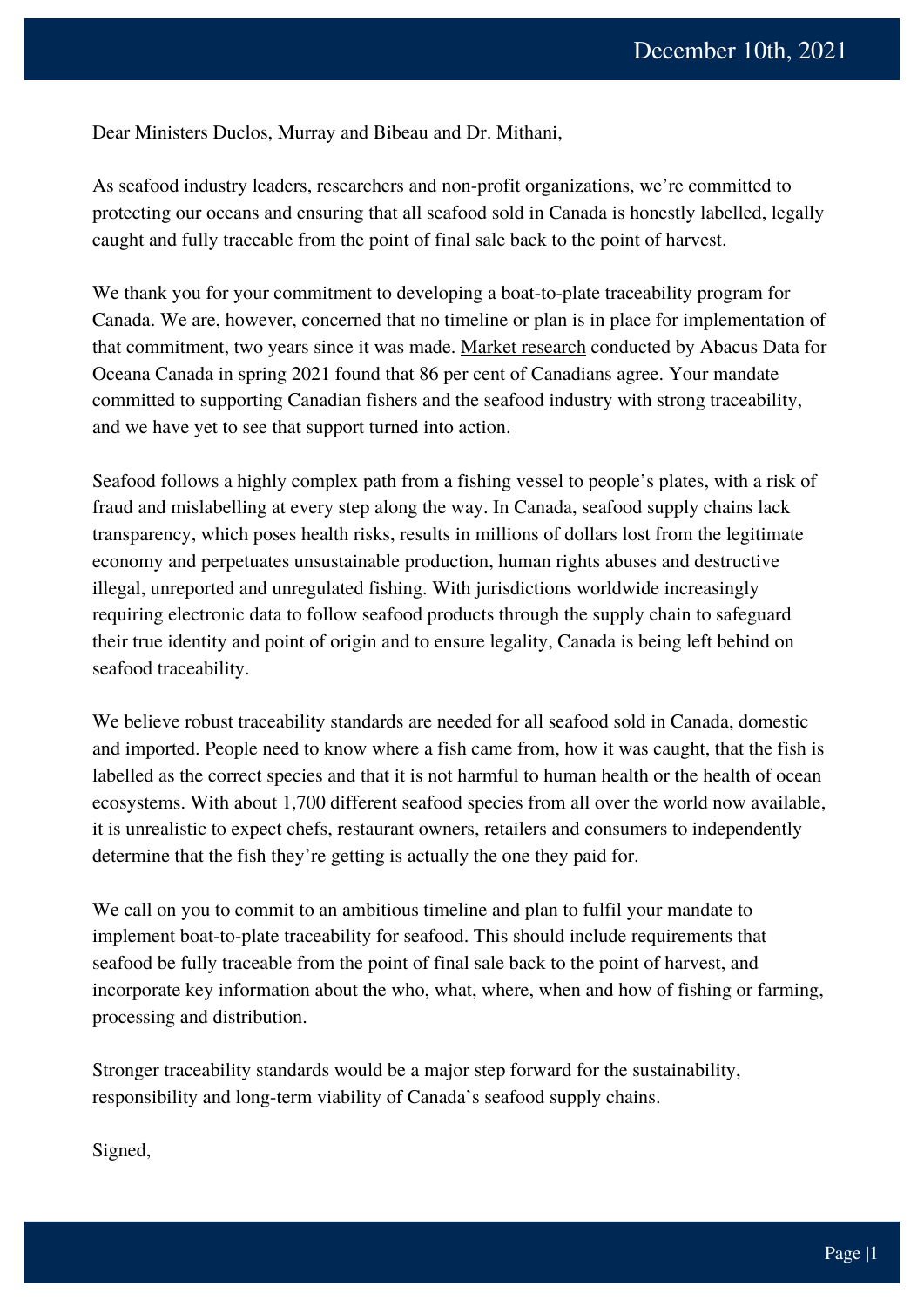December 10th, 2021

Dear Ministers Duclos, Murray and Bibeau and Dr. Mithani,

As seafood industry leaders, researchers and non-profit organizations, we're committed to protecting our oceans and ensuring that all seafood sold in Canada is honestly labelled, legally caught and fully traceable from the point of final sale back to the point of harvest.

We thank you for your commitment to developing a boat-to-plate traceability program for Canada. We are, however, concerned that no timeline or plan is in place for implementation of that commitment, two years since it was made. Market research conducted by Abacus Data for Oceana Canada in spring 2021 found that 86 per cent of Canadians agree. Your mandate committed to supporting Canadian fishers and the seafood industry with strong traceability, and we have yet to see that support turned into action.

Seafood follows a highly complex path from a fishing vessel to people's plates, with a risk of fraud and mislabelling at every step along the way. In Canada, seafood supply chains lack transparency, which poses health risks, results in millions of dollars lost from the legitimate economy and perpetuates unsustainable production, human rights abuses and destructive illegal, unreported and unregulated fishing. With jurisdictions worldwide increasingly requiring electronic data to follow seafood products through the supply chain to safeguard their true identity and point of origin and to ensure legality, Canada is being left behind on seafood traceability.

We believe robust traceability standards are needed for all seafood sold in Canada, domestic and imported. People need to know where a fish came from, how it was caught, that the fish is labelled as the correct species and that it is not harmful to human health or the health of ocean ecosystems. With about 1,700 different seafood species from all over the world now available, it is unrealistic to expect chefs, restaurant owners, retailers and consumers to independently determine that the fish they're getting is actually the one they paid for.

We call on you to commit to an ambitious timeline and plan to fulfil your mandate to implement boat-to-plate traceability for seafood. This should include requirements that seafood be fully traceable from the point of final sale back to the point of harvest, and incorporate key information about the who, what, where, when and how of fishing or farming, processing and distribution.

Stronger traceability standards would be a major step forward for the sustainability, responsibility and long-term viability of Canada's seafood supply chains.

Signed,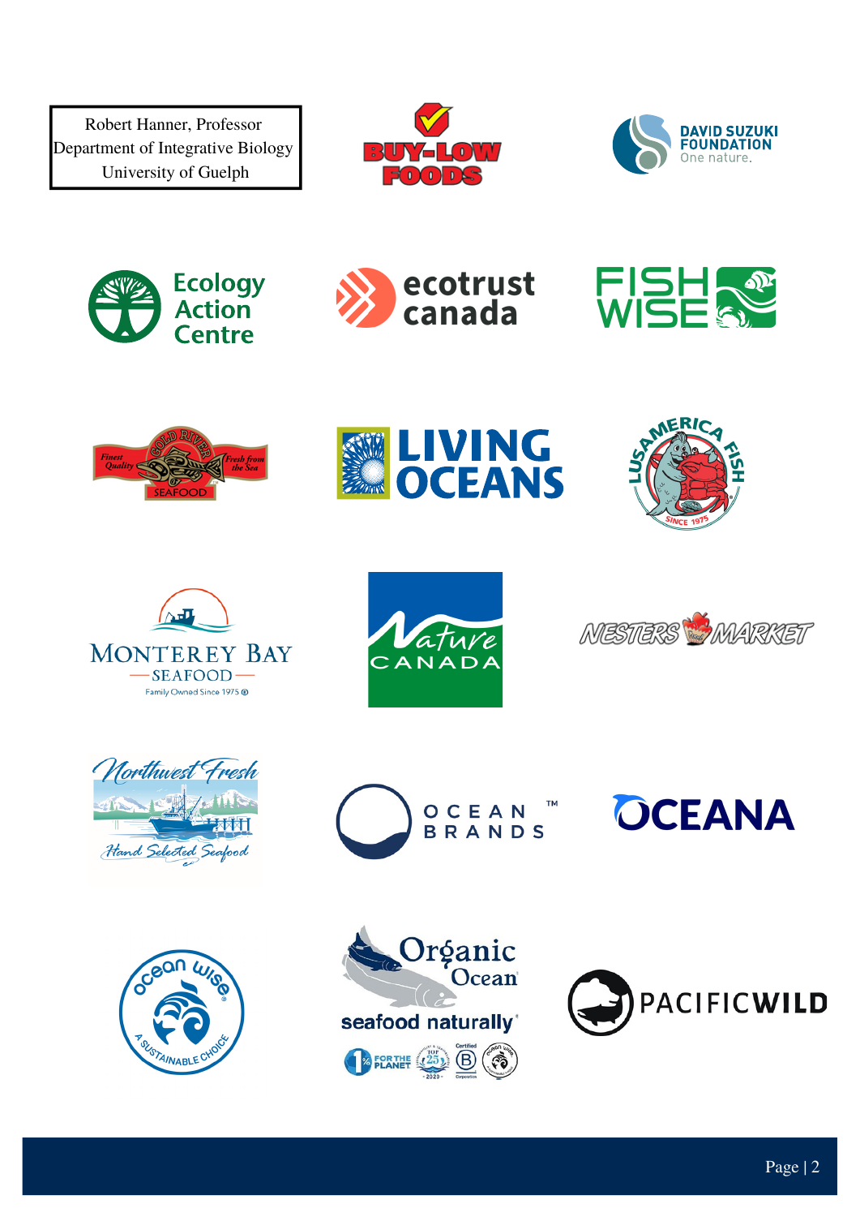Robert Hanner, Professor
Department of Integrative Biology
University of Guelph

BUY-LOW FOODS

DAVID SUZUKI FOUNDATION
One nature.

Ecology Action Centre

ecotrust canada

FISH WISE

GOLD RIVER SEAFOOD
Finest Quality
Fresh from the Sea

LIVING OCEANS

LUSAMERICA FISH
SINCE 1975

MONTEREY BAY SEAFOOD
Family Owned Since 1975

Nature CANADA

NESTERS MARKET

Northwest Fresh
Hand Selected Seafood

OCEAN BRANDS™

OCEANA

ocean wise
A SUSTAINABLE CHOICE

Organic Ocean
seafood naturally

PACIFICWILD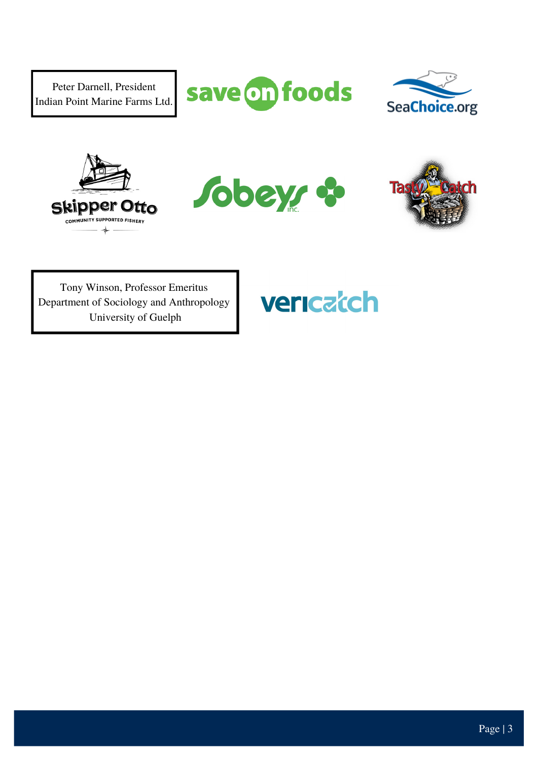Peter Darnell, President
Indian Point Marine Farms Ltd.

save on foods

SeaChoice.org

Skipper Otto
COMMUNITY SUPPORTED FISHERY

Sobeys inc.

Tasty Catch

Tony Winson, Professor Emeritus
Department of Sociology and Anthropology
University of Guelph

vericatch